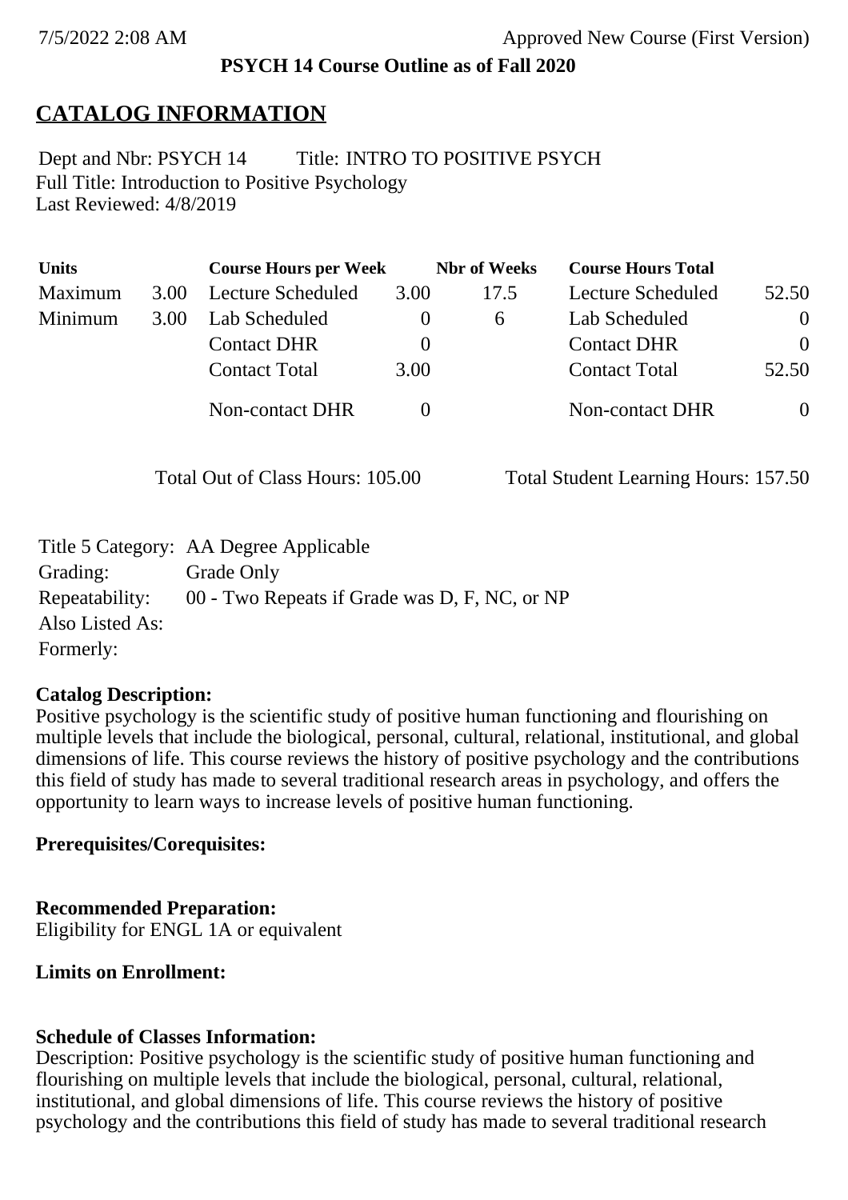**PSYCH 14 Course Outline as of Fall 2020**

## CATALOG INFORMATION

Dept and Nbr: PSYCH 14 Title: INTRO TO POSITIVE PSYCH
Full Title: Introduction to Positive Psychology
Last Reviewed: 4/8/2019

| Units | | Course Hours per Week | | Nbr of Weeks | Course Hours Total | |
|---|---|---|---|---|---|---|
| Maximum | 3.00 | Lecture Scheduled | 3.00 | 17.5 | Lecture Scheduled | 52.50 |
| Minimum | 3.00 | Lab Scheduled | 0 | 6 | Lab Scheduled | 0 |
| | | Contact DHR | 0 | | Contact DHR | 0 |
| | | Contact Total | 3.00 | | Contact Total | 52.50 |
| | | Non-contact DHR | 0 | | Non-contact DHR | 0 |

Total Out of Class Hours: 105.00 Total Student Learning Hours: 157.50

Title 5 Category: AA Degree Applicable
Grading: Grade Only
Repeatability: 00 - Two Repeats if Grade was D, F, NC, or NP
Also Listed As:
Formerly:

**Catalog Description:**
Positive psychology is the scientific study of positive human functioning and flourishing on multiple levels that include the biological, personal, cultural, relational, institutional, and global dimensions of life. This course reviews the history of positive psychology and the contributions this field of study has made to several traditional research areas in psychology, and offers the opportunity to learn ways to increase levels of positive human functioning.

**Prerequisites/Corequisites:**

**Recommended Preparation:**
Eligibility for ENGL 1A or equivalent

**Limits on Enrollment:**

**Schedule of Classes Information:**
Description: Positive psychology is the scientific study of positive human functioning and flourishing on multiple levels that include the biological, personal, cultural, relational, institutional, and global dimensions of life. This course reviews the history of positive psychology and the contributions this field of study has made to several traditional research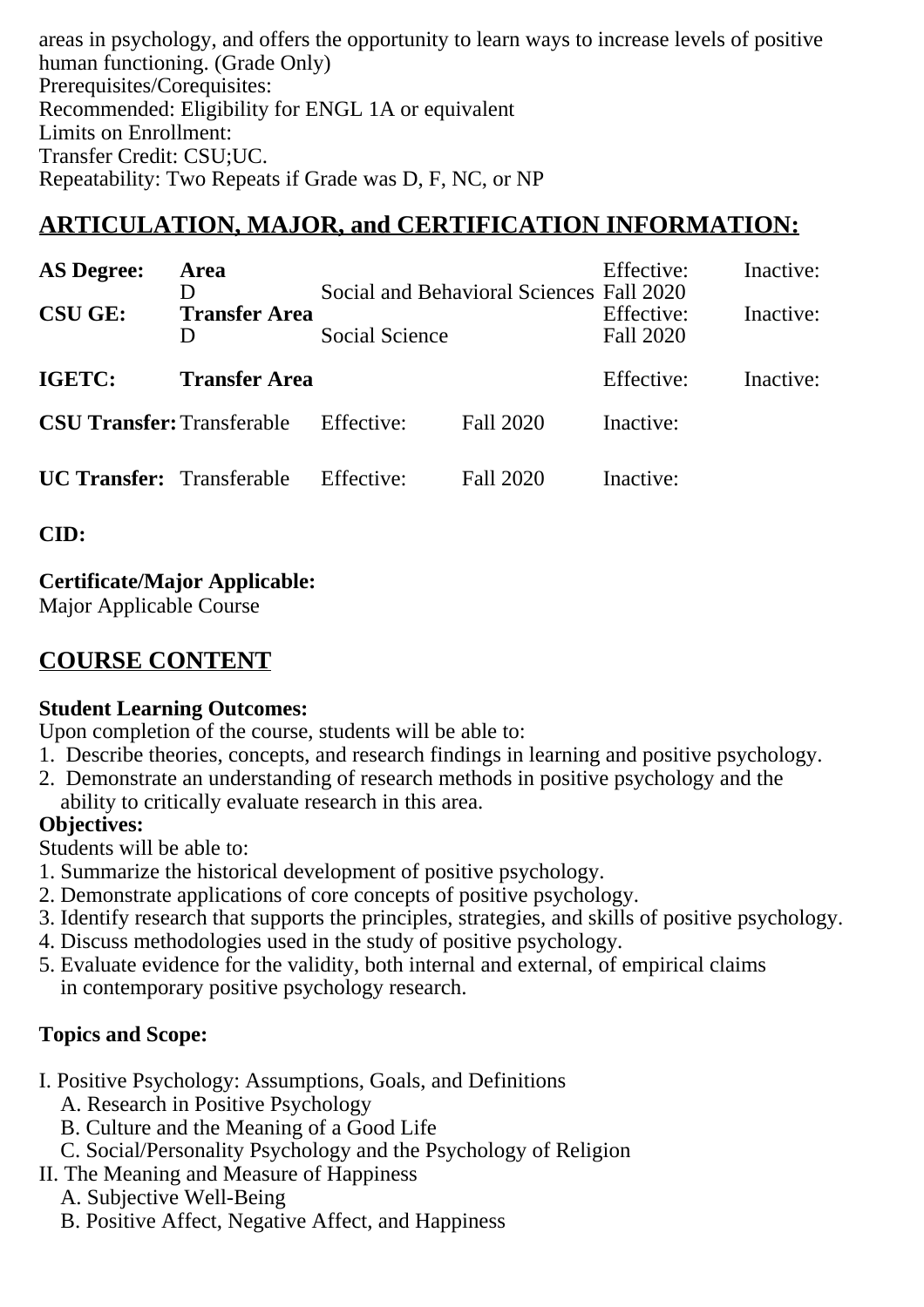areas in psychology, and offers the opportunity to learn ways to increase levels of positive human functioning. (Grade Only)
Prerequisites/Corequisites:
Recommended: Eligibility for ENGL 1A or equivalent
Limits on Enrollment:
Transfer Credit: CSU;UC.
Repeatability: Two Repeats if Grade was D, F, NC, or NP

## ARTICULATION, MAJOR, and CERTIFICATION INFORMATION:

| | | | | | |
|---|---|---|---|---|---|
| **AS Degree:** | **Area** | | | Effective: | Inactive: |
| | D | Social and Behavioral Sciences | | Fall 2020 | |
| **CSU GE:** | **Transfer Area** | | | Effective: | Inactive: |
| | D | Social Science | | Fall 2020 | |
| **IGETC:** | **Transfer Area** | | | Effective: | Inactive: |
| **CSU Transfer:** | Transferable | Effective: | Fall 2020 | Inactive: | |
| **UC Transfer:** | Transferable | Effective: | Fall 2020 | Inactive: | |

**CID:**

**Certificate/Major Applicable:**
Major Applicable Course

## COURSE CONTENT

**Student Learning Outcomes:**
Upon completion of the course, students will be able to:
1. Describe theories, concepts, and research findings in learning and positive psychology.
2. Demonstrate an understanding of research methods in positive psychology and the ability to critically evaluate research in this area.

**Objectives:**
Students will be able to:
1. Summarize the historical development of positive psychology.
2. Demonstrate applications of core concepts of positive psychology.
3. Identify research that supports the principles, strategies, and skills of positive psychology.
4. Discuss methodologies used in the study of positive psychology.
5. Evaluate evidence for the validity, both internal and external, of empirical claims in contemporary positive psychology research.

**Topics and Scope:**

I. Positive Psychology: Assumptions, Goals, and Definitions
   A. Research in Positive Psychology
   B. Culture and the Meaning of a Good Life
   C. Social/Personality Psychology and the Psychology of Religion
II. The Meaning and Measure of Happiness
   A. Subjective Well-Being
   B. Positive Affect, Negative Affect, and Happiness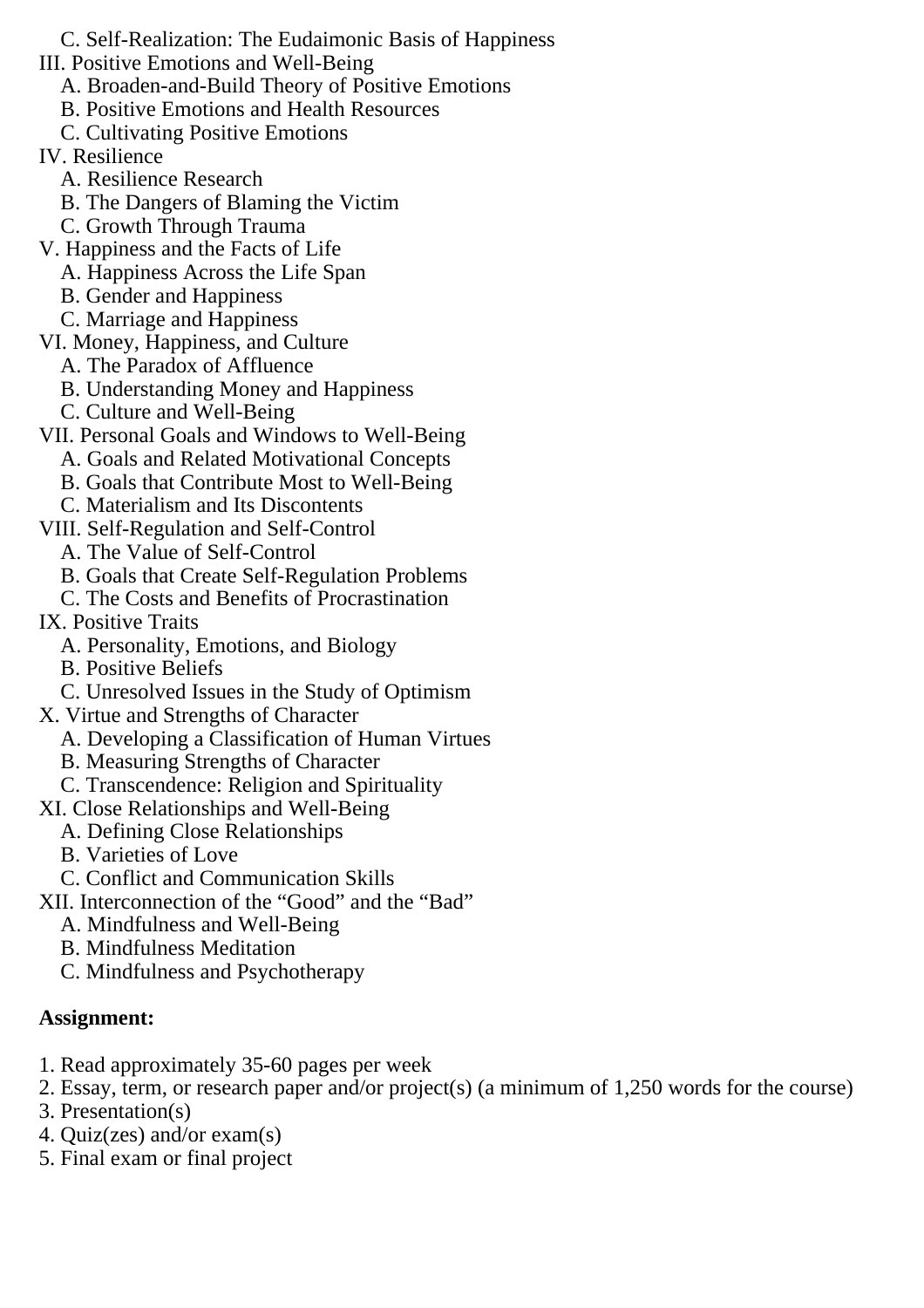C. Self-Realization: The Eudaimonic Basis of Happiness

III. Positive Emotions and Well-Being
   A. Broaden-and-Build Theory of Positive Emotions
   B. Positive Emotions and Health Resources
   C. Cultivating Positive Emotions

IV. Resilience
   A. Resilience Research
   B. The Dangers of Blaming the Victim
   C. Growth Through Trauma

V. Happiness and the Facts of Life
   A. Happiness Across the Life Span
   B. Gender and Happiness
   C. Marriage and Happiness

VI. Money, Happiness, and Culture
   A. The Paradox of Affluence
   B. Understanding Money and Happiness
   C. Culture and Well-Being

VII. Personal Goals and Windows to Well-Being
   A. Goals and Related Motivational Concepts
   B. Goals that Contribute Most to Well-Being
   C. Materialism and Its Discontents

VIII. Self-Regulation and Self-Control
   A. The Value of Self-Control
   B. Goals that Create Self-Regulation Problems
   C. The Costs and Benefits of Procrastination

IX. Positive Traits
   A. Personality, Emotions, and Biology
   B. Positive Beliefs
   C. Unresolved Issues in the Study of Optimism

X. Virtue and Strengths of Character
   A. Developing a Classification of Human Virtues
   B. Measuring Strengths of Character
   C. Transcendence: Religion and Spirituality

XI. Close Relationships and Well-Being
   A. Defining Close Relationships
   B. Varieties of Love
   C. Conflict and Communication Skills

XII. Interconnection of the "Good" and the "Bad"
   A. Mindfulness and Well-Being
   B. Mindfulness Meditation
   C. Mindfulness and Psychotherapy

**Assignment:**

1. Read approximately 35-60 pages per week
2. Essay, term, or research paper and/or project(s) (a minimum of 1,250 words for the course)
3. Presentation(s)
4. Quiz(zes) and/or exam(s)
5. Final exam or final project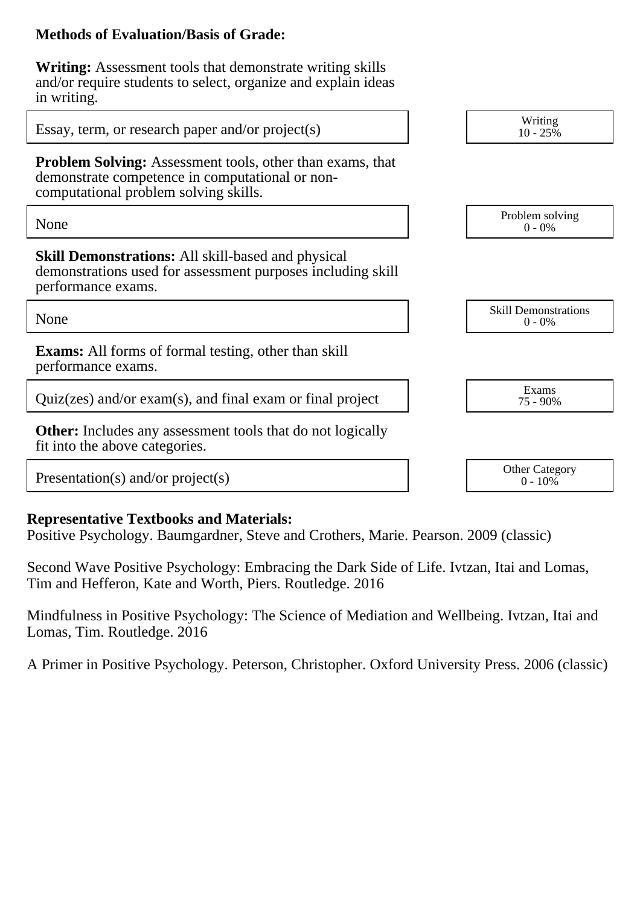**Methods of Evaluation/Basis of Grade:**

**Writing:** Assessment tools that demonstrate writing skills and/or require students to select, organize and explain ideas in writing.

| | |
|---|---|
| Essay, term, or research paper and/or project(s) | Writing<br>10 - 25% |

**Problem Solving:** Assessment tools, other than exams, that demonstrate competence in computational or non-computational problem solving skills.

| | |
|---|---|
| None | Problem solving<br>0 - 0% |

**Skill Demonstrations:** All skill-based and physical demonstrations used for assessment purposes including skill performance exams.

| | |
|---|---|
| None | Skill Demonstrations<br>0 - 0% |

**Exams:** All forms of formal testing, other than skill performance exams.

| | |
|---|---|
| Quiz(zes) and/or exam(s), and final exam or final project | Exams<br>75 - 90% |

**Other:** Includes any assessment tools that do not logically fit into the above categories.

| | |
|---|---|
| Presentation(s) and/or project(s) | Other Category<br>0 - 10% |

**Representative Textbooks and Materials:**

Positive Psychology. Baumgardner, Steve and Crothers, Marie. Pearson. 2009 (classic)

Second Wave Positive Psychology: Embracing the Dark Side of Life. Ivtzan, Itai and Lomas, Tim and Hefferon, Kate and Worth, Piers. Routledge. 2016

Mindfulness in Positive Psychology: The Science of Mediation and Wellbeing. Ivtzan, Itai and Lomas, Tim. Routledge. 2016

A Primer in Positive Psychology. Peterson, Christopher. Oxford University Press. 2006 (classic)